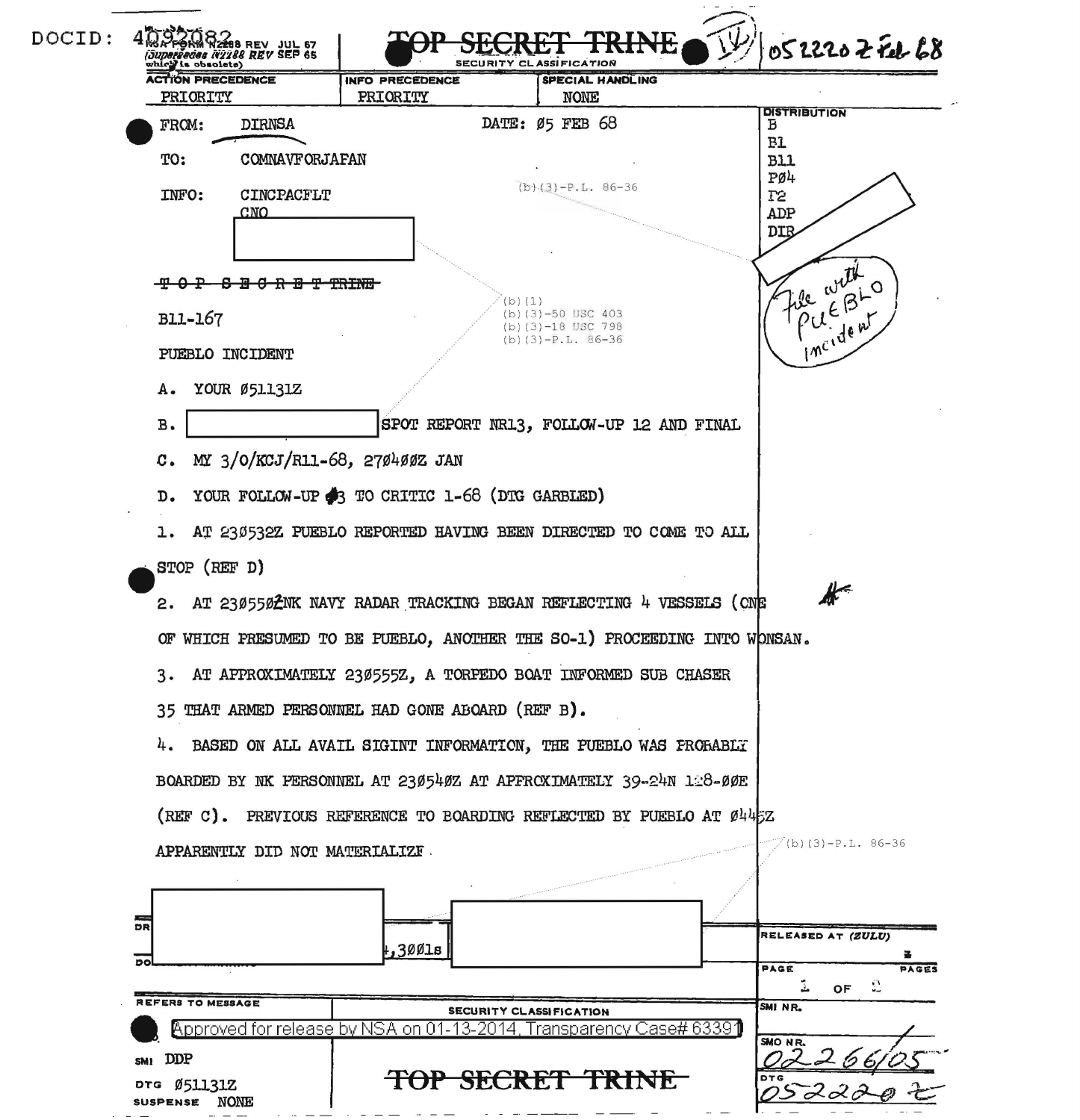DOCID: 4092082

NSA FORM N2288 REV JUL 67
(Supersedes N2288 REV SEP 65 which is obsolete)

**TOP SECRET TRINE** (IV) 052220Z Feb 68

SECURITY CLASSIFICATION

| ACTION PRECEDENCE | INFO PRECEDENCE | SPECIAL HANDLING |
|---|---|---|
| PRIORITY | PRIORITY | NONE |

FROM: DIRNSA DATE: Ø5 FEB 68

TO: COMNAVFORJAPAN

INFO: CINCPACFLT
CNO

(b)(3)-P.L. 86-36

DISTRIBUTION
B
B1
B11
PØ4
P2
ADP
DIR

File with PUEBLO incident

~~TOP SECRET TRINE~~

(b)(1)
(b)(3)-50 USC 403
(b)(3)-18 USC 798
(b)(3)-P.L. 86-36

B11-167

PUEBLO INCIDENT

A. YOUR Ø51131Z

B. [REDACTED] SPOT REPORT NR13, FOLLOW-UP 12 AND FINAL

C. MY 3/O/KCJ/R11-68, 27Ø4ØØZ JAN

D. YOUR FOLLOW-UP #3 TO CRITIC 1-68 (DTG GARBLED)

1. AT 23Ø532Z PUEBLO REPORTED HAVING BEEN DIRECTED TO COME TO ALL STOP (REF D)

2. AT 23Ø55ØZ NK NAVY RADAR TRACKING BEGAN REFLECTING 4 VESSELS (ONE OF WHICH PRESUMED TO BE PUEBLO, ANOTHER THE SO-1) PROCEEDING INTO WONSAN.

3. AT APPROXIMATELY 23Ø555Z, A TORPEDO BOAT INFORMED SUB CHASER 35 THAT ARMED PERSONNEL HAD GONE ABOARD (REF B).

4. BASED ON ALL AVAIL SIGINT INFORMATION, THE PUEBLO WAS PROBABLY BOARDED BY NK PERSONNEL AT 23Ø54ØZ AT APPROXIMATELY 39-24N 128-ØØE (REF C). PREVIOUS REFERENCE TO BOARDING REFLECTED BY PUEBLO AT Ø445Z APPARENTLY DID NOT MATERIALIZE.

(b)(3)-P.L. 86-36

[REDACTED] 4,3ØØ1s [REDACTED]

RELEASED AT (ZULU)

REFERS TO MESSAGE

SECURITY CLASSIFICATION

Approved for release by NSA on 01-13-2014, Transparency Case# 63391

SMI DDP

DTG Ø51131Z

SUSPENSE NONE

SMO NR. 02266/05

DTG 052220Z

**~~TOP SECRET TRINE~~**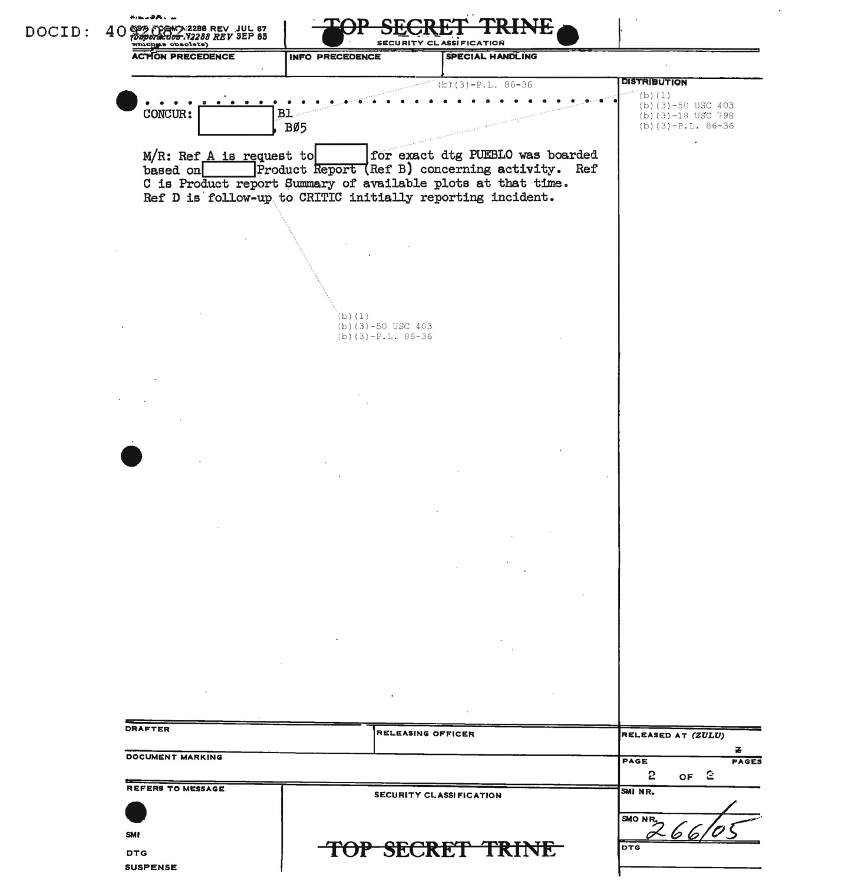DOCID: 4092082

NSA FORM N2288 REV JUL 67 (Supersedes N2288 REV SEP 65 which is obsolete)

~~TOP SECRET TRINE~~

SECURITY CLASSIFICATION

ACTION PRECEDENCE | INFO PRECEDENCE | SPECIAL HANDLING

(b)(3)-P.L. 86-36

DISTRIBUTION

(b)(1)
(b)(3)-50 USC 403
(b)(3)-18 USC 798
(b)(3)-P.L. 86-36

CONCUR: [redacted] B1
, BØ5

M/R: Ref A is request to [redacted] for exact dtg PUEBLO was boarded based on [redacted] Product Report (Ref B) concerning activity. Ref C is Product report Summary of available plots at that time. Ref D is follow-up to CRITIC initially reporting incident.

(b)(1)
(b)(3)-50 USC 403
(b)(3)-P.L. 86-36

DRAFTER | RELEASING OFFICER | RELEASED AT (ZULU)

Z

DOCUMENT MARKING

PAGE 2 OF 2 PAGES

REFERS TO MESSAGE

SMI NR.

SMO NR. 266/05

SMI

DTG

SUSPENSE

SECURITY CLASSIFICATION

~~TOP SECRET TRINE~~

DTG